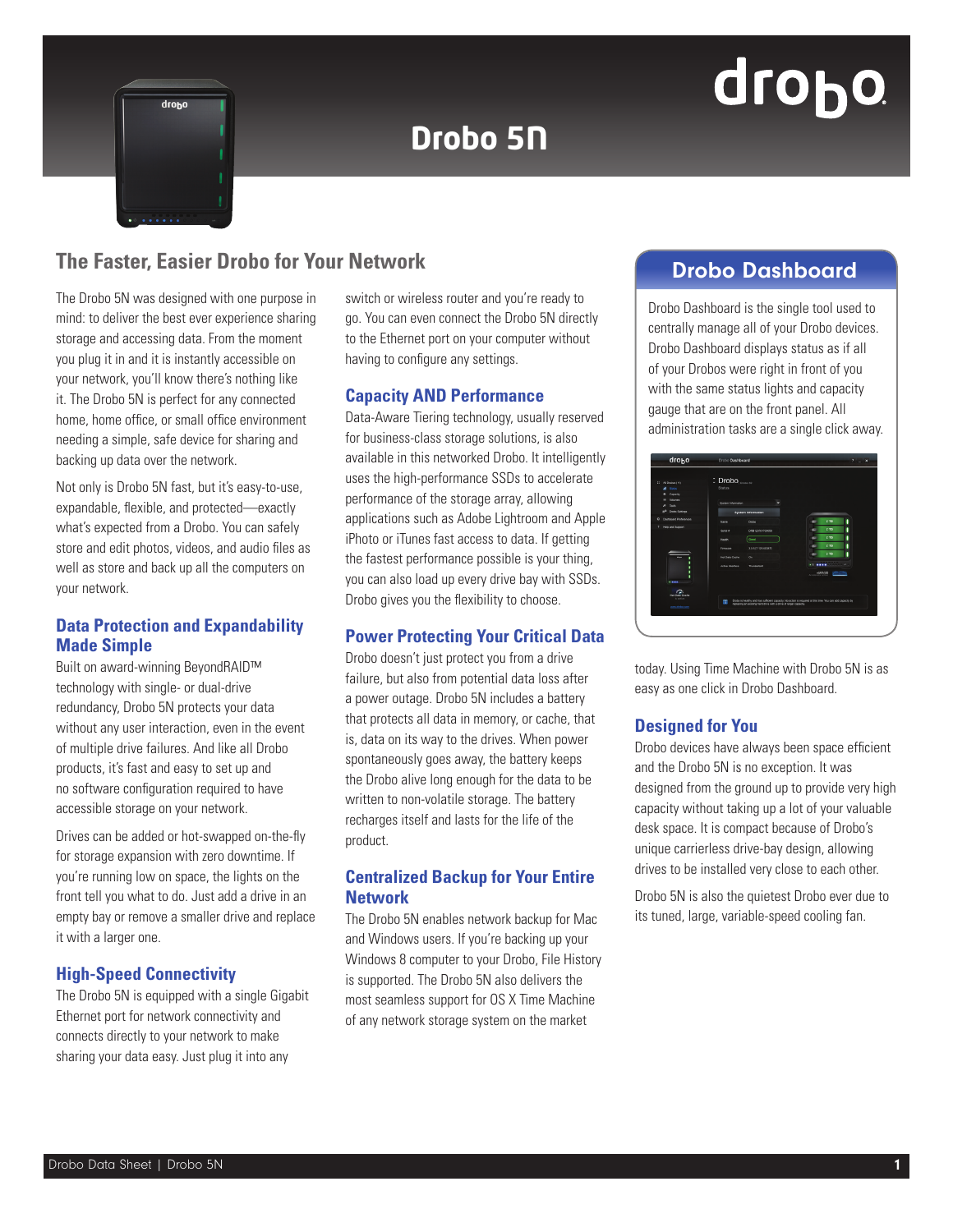# Drobo 5N

## The Faster, Easier Drobo for Your Network

The Drobo 5N was designed with one purpose in mind: to deliver the best ever experience sharing storage and accessing data. From the moment you plug it in and it is instantly accessible on your network, you'll know there's nothing like it. The Drobo 5N is perfect for any connected home, home office, or small office environment needing a simple, safe device for sharing and backing up data over the network.

Not only is Drobo 5N fast, but it's easy-to-use, expandable, flexible, and protected—exactly what's expected from a Drobo. You can safely store and edit photos, videos, and audio files as well as store and back up all the computers on your network.

### Data Protection and Expandability Made Simple

Built on award-winning BeyondRAID™ technology with single- or dual-drive redundancy, Drobo 5N protects your data without any user interaction, even in the event of multiple drive failures. And like all Drobo products, it's fast and easy to set up and no software configuration required to have accessible storage on your network.

Drives can be added or hot-swapped on-the-fly for storage expansion with zero downtime. If you're running low on space, the lights on the front tell you what to do. Just add a drive in an empty bay or remove a smaller drive and replace it with a larger one.

### High-Speed Connectivity

The Drobo 5N is equipped with a single Gigabit Ethernet port for network connectivity and connects directly to your network to make sharing your data easy. Just plug it into any switch or wireless router and you're ready to go. You can even connect the Drobo 5N directly to the Ethernet port on your computer without having to configure any settings.

### Capacity AND Performance

Data-Aware Tiering technology, usually reserved for business-class storage solutions, is also available in this networked Drobo. It intelligently uses the high-performance SSDs to accelerate performance of the storage array, allowing applications such as Adobe Lightroom and Apple iPhoto or iTunes fast access to data. If getting the fastest performance possible is your thing, you can also load up every drive bay with SSDs. Drobo gives you the flexibility to choose.

### Power Protecting Your Critical Data

Drobo doesn't just protect you from a drive failure, but also from potential data loss after a power outage. Drobo 5N includes a battery that protects all data in memory, or cache, that is, data on its way to the drives. When power spontaneously goes away, the battery keeps the Drobo alive long enough for the data to be written to non-volatile storage. The battery recharges itself and lasts for the life of the product.

### Centralized Backup for Your Entire Network

The Drobo 5N enables network backup for Mac and Windows users. If you're backing up your Windows 8 computer to your Drobo, File History is supported. The Drobo 5N also delivers the most seamless support for OS X Time Machine of any network storage system on the market today. Using Time Machine with Drobo 5N is as easy as one click in Drobo Dashboard.

### Designed for You

Drobo devices have always been space efficient and the Drobo 5N is no exception. It was designed from the ground up to provide very high capacity without taking up a lot of your valuable desk space. It is compact because of Drobo's unique carrierless drive-bay design, allowing drives to be installed very close to each other.

Drobo 5N is also the quietest Drobo ever due to its tuned, large, variable-speed cooling fan.

## Drobo Dashboard

Drobo Dashboard is the single tool used to centrally manage all of your Drobo devices. Drobo Dashboard displays status as if all of your Drobos were right in front of you with the same status lights and capacity gauge that are on the front panel. All administration tasks are a single click away.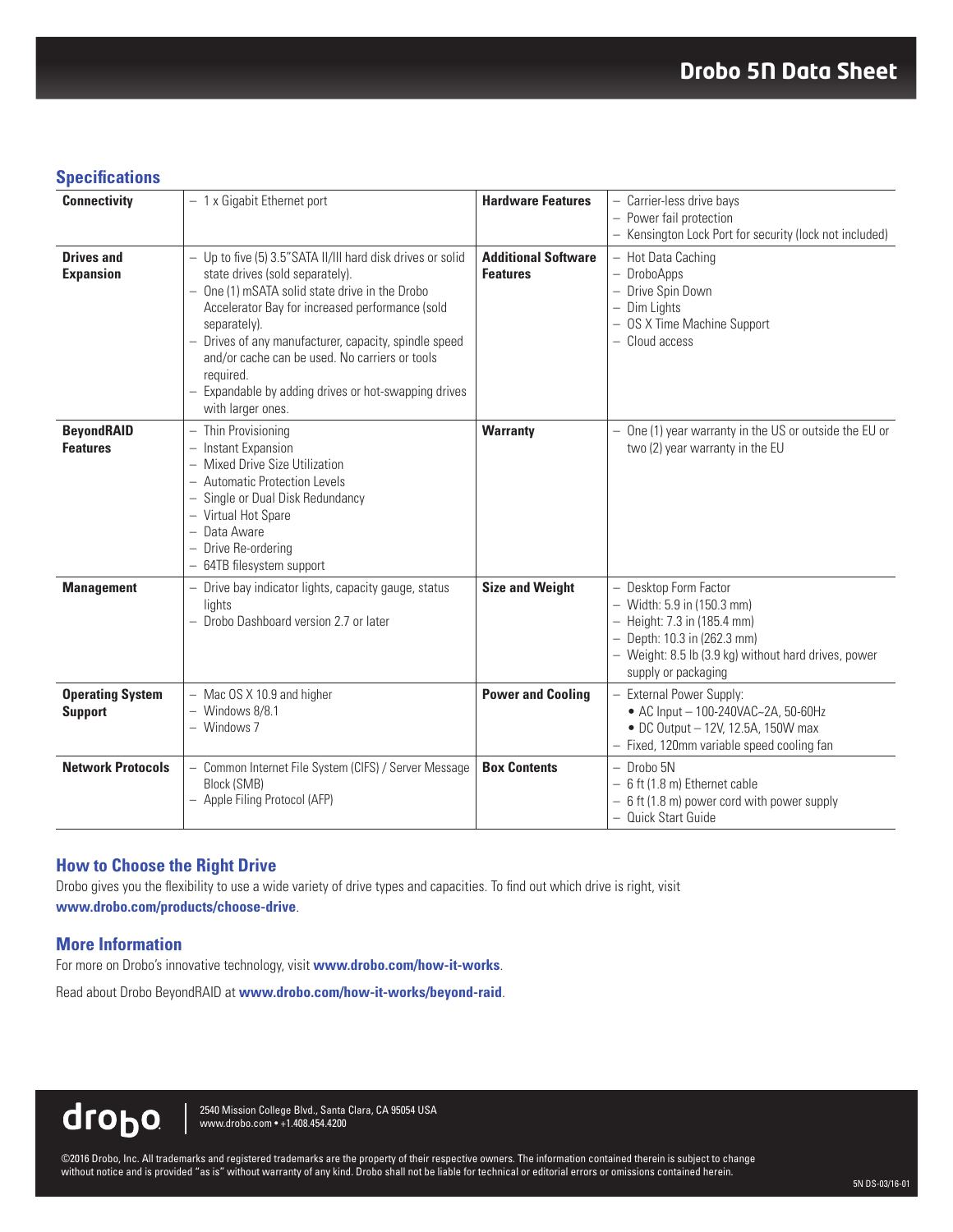## Specifications

| | | | |
|---|---|---|---|
| **Connectivity** | – 1 x Gigabit Ethernet port | **Hardware Features** | – Carrier-less drive bays<br>– Power fail protection<br>– Kensington Lock Port for security (lock not included) |
| **Drives and Expansion** | – Up to five (5) 3.5"SATA II/III hard disk drives or solid state drives (sold separately).<br>– One (1) mSATA solid state drive in the Drobo Accelerator Bay for increased performance (sold separately).<br>– Drives of any manufacturer, capacity, spindle speed and/or cache can be used. No carriers or tools required.<br>– Expandable by adding drives or hot-swapping drives with larger ones. | **Additional Software Features** | – Hot Data Caching<br>– DroboApps<br>– Drive Spin Down<br>– Dim Lights<br>– OS X Time Machine Support<br>– Cloud access |
| **BeyondRAID Features** | – Thin Provisioning<br>– Instant Expansion<br>– Mixed Drive Size Utilization<br>– Automatic Protection Levels<br>– Single or Dual Disk Redundancy<br>– Virtual Hot Spare<br>– Data Aware<br>– Drive Re-ordering<br>– 64TB filesystem support | **Warranty** | – One (1) year warranty in the US or outside the EU or two (2) year warranty in the EU |
| **Management** | – Drive bay indicator lights, capacity gauge, status lights<br>– Drobo Dashboard version 2.7 or later | **Size and Weight** | – Desktop Form Factor<br>– Width: 5.9 in (150.3 mm)<br>– Height: 7.3 in (185.4 mm)<br>– Depth: 10.3 in (262.3 mm)<br>– Weight: 8.5 lb (3.9 kg) without hard drives, power supply or packaging |
| **Operating System Support** | – Mac OS X 10.9 and higher<br>– Windows 8/8.1<br>– Windows 7 | **Power and Cooling** | – External Power Supply:<br>• AC Input – 100-240VAC~2A, 50-60Hz<br>• DC Output – 12V, 12.5A, 150W max<br>– Fixed, 120mm variable speed cooling fan |
| **Network Protocols** | – Common Internet File System (CIFS) / Server Message Block (SMB)<br>– Apple Filing Protocol (AFP) | **Box Contents** | – Drobo 5N<br>– 6 ft (1.8 m) Ethernet cable<br>– 6 ft (1.8 m) power cord with power supply<br>– Quick Start Guide |

## How to Choose the Right Drive

Drobo gives you the flexibility to use a wide variety of drive types and capacities. To find out which drive is right, visit **www.drobo.com/products/choose-drive**.

## More Information

For more on Drobo's innovative technology, visit **www.drobo.com/how-it-works**.

Read about Drobo BeyondRAID at **www.drobo.com/how-it-works/beyond-raid**.

drobo

2540 Mission College Blvd., Santa Clara, CA 95054 USA
www.drobo.com • +1.408.454.4200

©2016 Drobo, Inc. All trademarks and registered trademarks are the property of their respective owners. The information contained therein is subject to change without notice and is provided "as is" without warranty of any kind. Drobo shall not be liable for technical or editorial errors or omissions contained herein.

5N DS-03/16-01